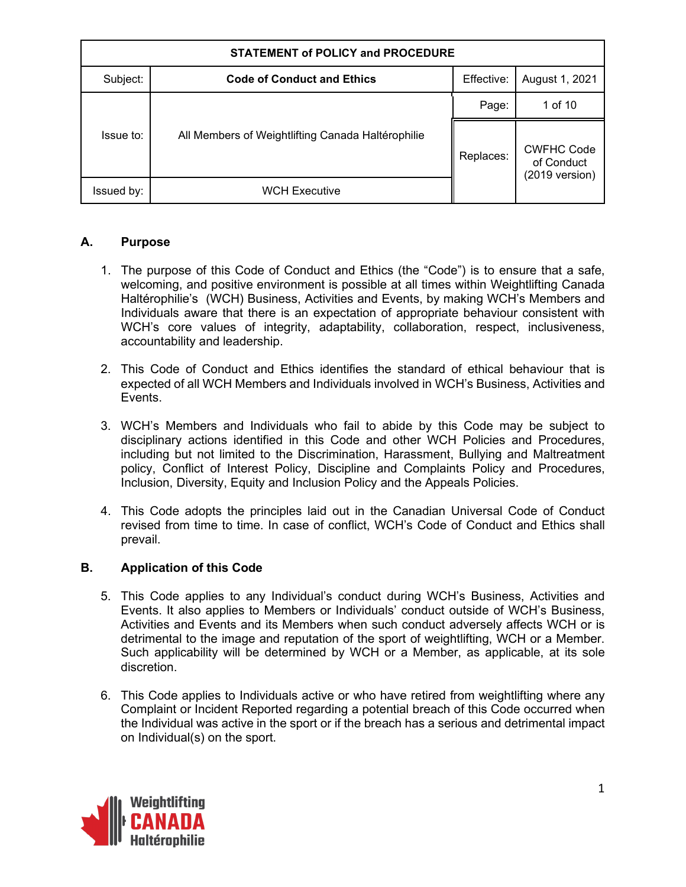| STATEMENT of POLICY and PROCEDURE | | | |
|---|---|---|---|
| Subject: | **Code of Conduct and Ethics** | Effective: | August 1, 2021 |
| Issue to: | All Members of Weightlifting Canada Haltérophilie | Page: | 1 of 10 |
| | | Replaces: | CWFHC Code of Conduct (2019 version) |
| Issued by: | WCH Executive | | |

## A. Purpose

1. The purpose of this Code of Conduct and Ethics (the "Code") is to ensure that a safe, welcoming, and positive environment is possible at all times within Weightlifting Canada Haltérophilie's (WCH) Business, Activities and Events, by making WCH's Members and Individuals aware that there is an expectation of appropriate behaviour consistent with WCH's core values of integrity, adaptability, collaboration, respect, inclusiveness, accountability and leadership.

2. This Code of Conduct and Ethics identifies the standard of ethical behaviour that is expected of all WCH Members and Individuals involved in WCH's Business, Activities and Events.

3. WCH's Members and Individuals who fail to abide by this Code may be subject to disciplinary actions identified in this Code and other WCH Policies and Procedures, including but not limited to the Discrimination, Harassment, Bullying and Maltreatment policy, Conflict of Interest Policy, Discipline and Complaints Policy and Procedures, Inclusion, Diversity, Equity and Inclusion Policy and the Appeals Policies.

4. This Code adopts the principles laid out in the Canadian Universal Code of Conduct revised from time to time. In case of conflict, WCH's Code of Conduct and Ethics shall prevail.

## B. Application of this Code

5. This Code applies to any Individual's conduct during WCH's Business, Activities and Events. It also applies to Members or Individuals' conduct outside of WCH's Business, Activities and Events and its Members when such conduct adversely affects WCH or is detrimental to the image and reputation of the sport of weightlifting, WCH or a Member. Such applicability will be determined by WCH or a Member, as applicable, at its sole discretion.

6. This Code applies to Individuals active or who have retired from weightlifting where any Complaint or Incident Reported regarding a potential breach of this Code occurred when the Individual was active in the sport or if the breach has a serious and detrimental impact on Individual(s) on the sport.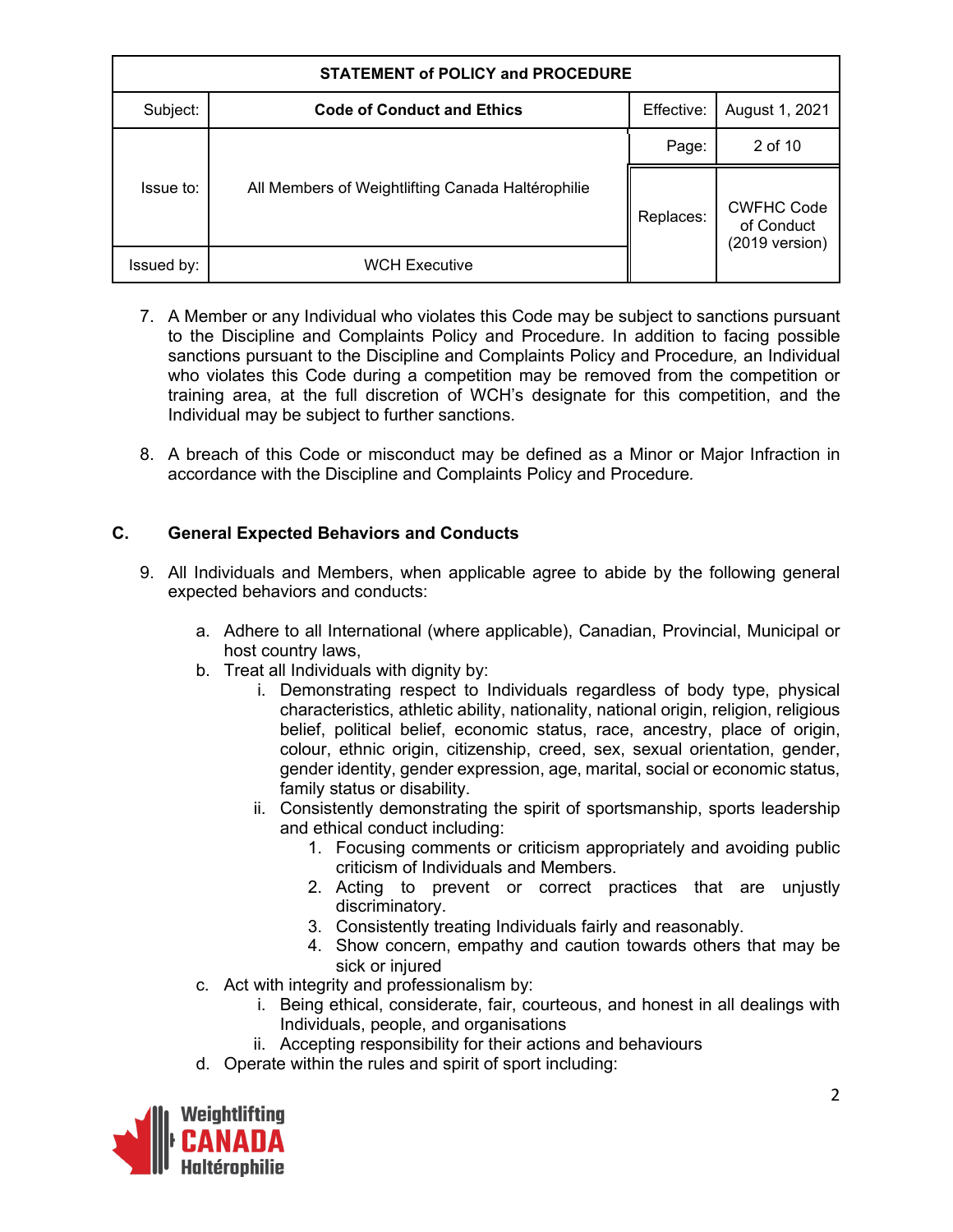7. A Member or any Individual who violates this Code may be subject to sanctions pursuant to the Discipline and Complaints Policy and Procedure. In addition to facing possible sanctions pursuant to the Discipline and Complaints Policy and Procedure, an Individual who violates this Code during a competition may be removed from the competition or training area, at the full discretion of WCH's designate for this competition, and the Individual may be subject to further sanctions.

8. A breach of this Code or misconduct may be defined as a Minor or Major Infraction in accordance with the Discipline and Complaints Policy and Procedure.

## C. General Expected Behaviors and Conducts

9. All Individuals and Members, when applicable agree to abide by the following general expected behaviors and conducts:

    a. Adhere to all International (where applicable), Canadian, Provincial, Municipal or host country laws,
    b. Treat all Individuals with dignity by:
        i. Demonstrating respect to Individuals regardless of body type, physical characteristics, athletic ability, nationality, national origin, religion, religious belief, political belief, economic status, race, ancestry, place of origin, colour, ethnic origin, citizenship, creed, sex, sexual orientation, gender, gender identity, gender expression, age, marital, social or economic status, family status or disability.
        ii. Consistently demonstrating the spirit of sportsmanship, sports leadership and ethical conduct including:
            1. Focusing comments or criticism appropriately and avoiding public criticism of Individuals and Members.
            2. Acting to prevent or correct practices that are unjustly discriminatory.
            3. Consistently treating Individuals fairly and reasonably.
            4. Show concern, empathy and caution towards others that may be sick or injured
    c. Act with integrity and professionalism by:
        i. Being ethical, considerate, fair, courteous, and honest in all dealings with Individuals, people, and organisations
        ii. Accepting responsibility for their actions and behaviours
    d. Operate within the rules and spirit of sport including: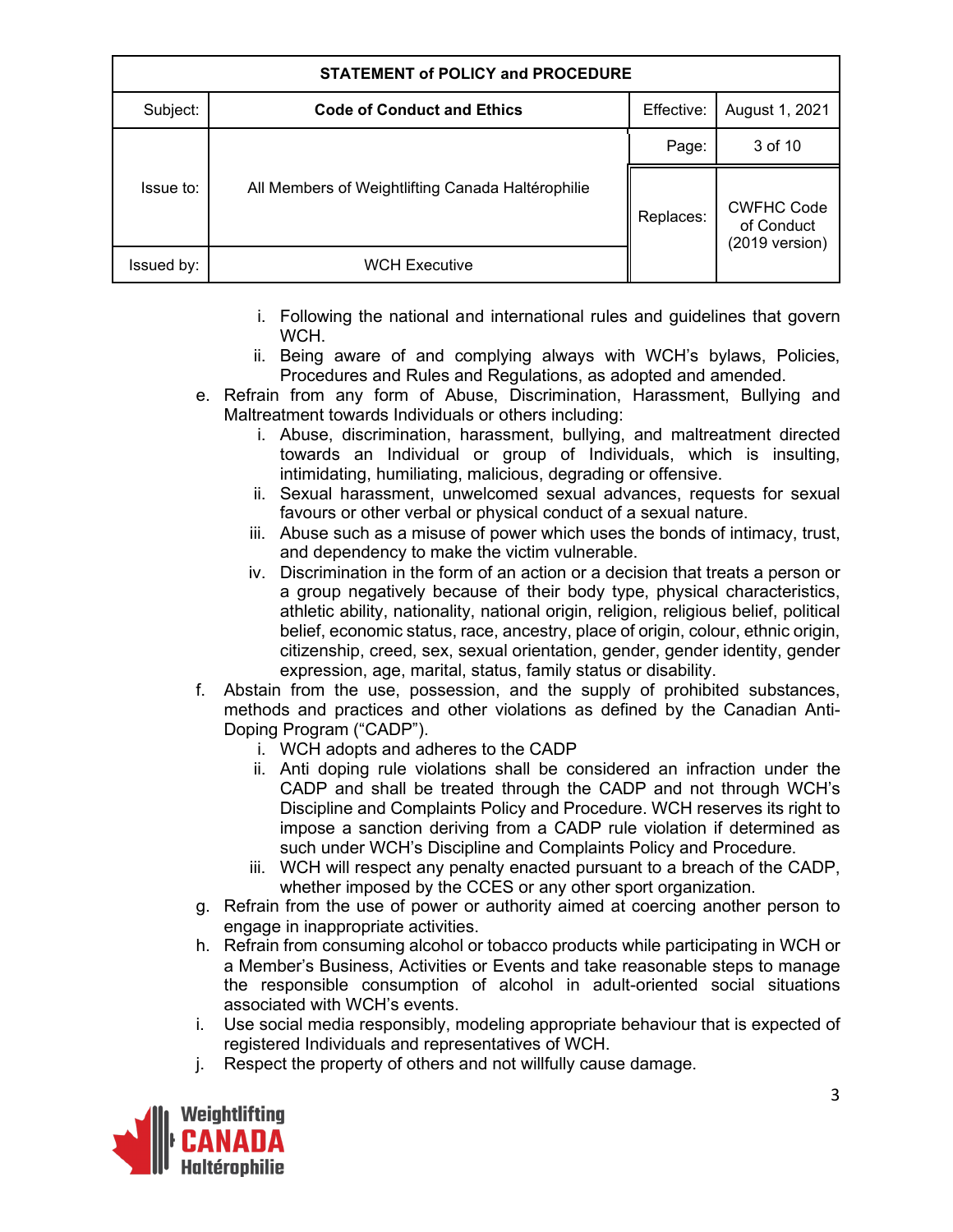i. Following the national and international rules and guidelines that govern WCH.
ii. Being aware of and complying always with WCH's bylaws, Policies, Procedures and Rules and Regulations, as adopted and amended.

e. Refrain from any form of Abuse, Discrimination, Harassment, Bullying and Maltreatment towards Individuals or others including:
   i. Abuse, discrimination, harassment, bullying, and maltreatment directed towards an Individual or group of Individuals, which is insulting, intimidating, humiliating, malicious, degrading or offensive.
   ii. Sexual harassment, unwelcomed sexual advances, requests for sexual favours or other verbal or physical conduct of a sexual nature.
   iii. Abuse such as a misuse of power which uses the bonds of intimacy, trust, and dependency to make the victim vulnerable.
   iv. Discrimination in the form of an action or a decision that treats a person or a group negatively because of their body type, physical characteristics, athletic ability, nationality, national origin, religion, religious belief, political belief, economic status, race, ancestry, place of origin, colour, ethnic origin, citizenship, creed, sex, sexual orientation, gender, gender identity, gender expression, age, marital, status, family status or disability.

f. Abstain from the use, possession, and the supply of prohibited substances, methods and practices and other violations as defined by the Canadian Anti-Doping Program ("CADP").
   i. WCH adopts and adheres to the CADP
   ii. Anti doping rule violations shall be considered an infraction under the CADP and shall be treated through the CADP and not through WCH's Discipline and Complaints Policy and Procedure. WCH reserves its right to impose a sanction deriving from a CADP rule violation if determined as such under WCH's Discipline and Complaints Policy and Procedure.
   iii. WCH will respect any penalty enacted pursuant to a breach of the CADP, whether imposed by the CCES or any other sport organization.

g. Refrain from the use of power or authority aimed at coercing another person to engage in inappropriate activities.

h. Refrain from consuming alcohol or tobacco products while participating in WCH or a Member's Business, Activities or Events and take reasonable steps to manage the responsible consumption of alcohol in adult-oriented social situations associated with WCH's events.

i. Use social media responsibly, modeling appropriate behaviour that is expected of registered Individuals and representatives of WCH.

j. Respect the property of others and not willfully cause damage.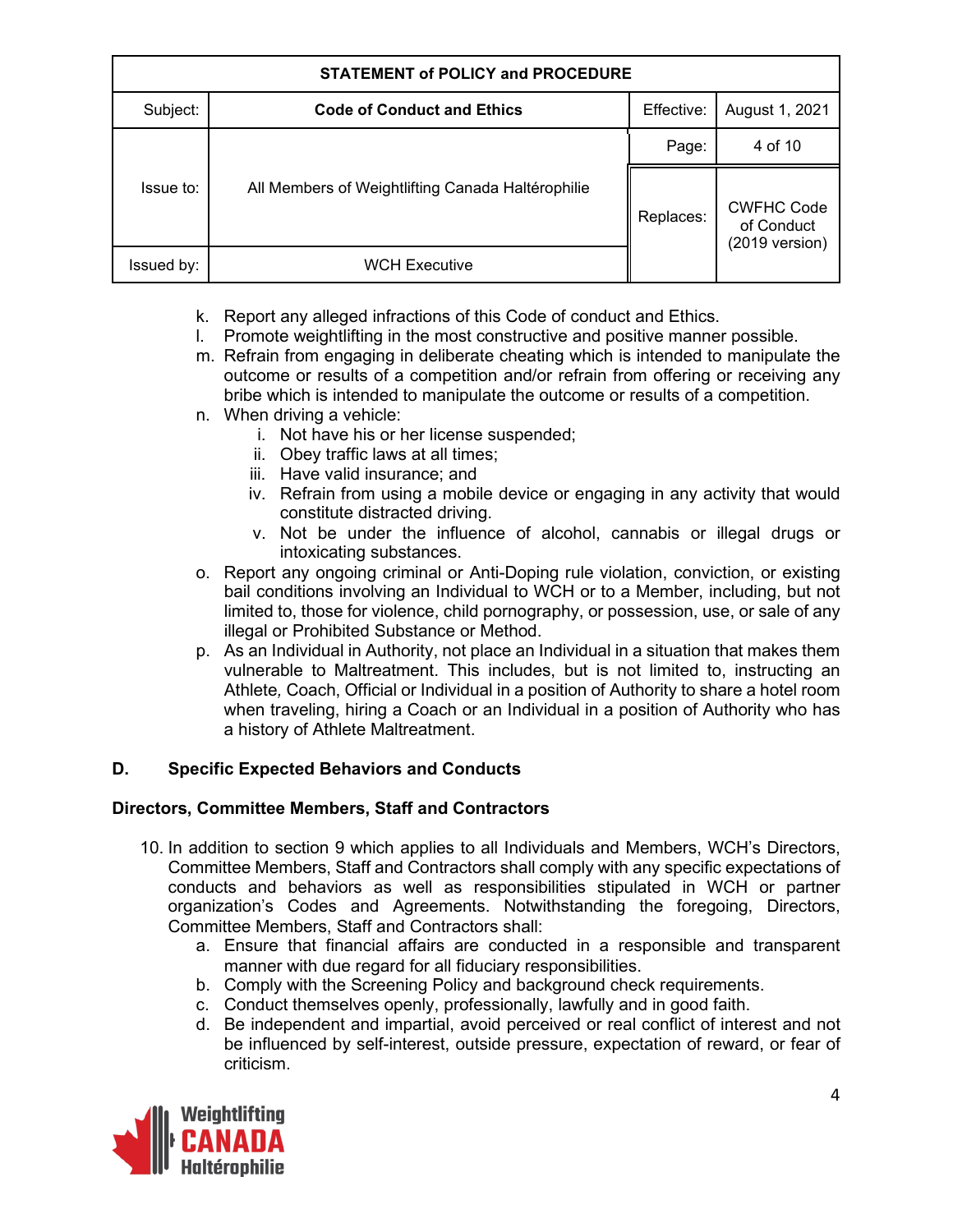k. Report any alleged infractions of this Code of conduct and Ethics.
l. Promote weightlifting in the most constructive and positive manner possible.
m. Refrain from engaging in deliberate cheating which is intended to manipulate the outcome or results of a competition and/or refrain from offering or receiving any bribe which is intended to manipulate the outcome or results of a competition.
n. When driving a vehicle:
   i. Not have his or her license suspended;
   ii. Obey traffic laws at all times;
   iii. Have valid insurance; and
   iv. Refrain from using a mobile device or engaging in any activity that would constitute distracted driving.
   v. Not be under the influence of alcohol, cannabis or illegal drugs or intoxicating substances.
o. Report any ongoing criminal or Anti-Doping rule violation, conviction, or existing bail conditions involving an Individual to WCH or to a Member, including, but not limited to, those for violence, child pornography, or possession, use, or sale of any illegal or Prohibited Substance or Method.
p. As an Individual in Authority, not place an Individual in a situation that makes them vulnerable to Maltreatment. This includes, but is not limited to, instructing an Athlete*,* Coach, Official or Individual in a position of Authority to share a hotel room when traveling, hiring a Coach or an Individual in a position of Authority who has a history of Athlete Maltreatment.

## D. Specific Expected Behaviors and Conducts

### Directors, Committee Members, Staff and Contractors

10. In addition to section 9 which applies to all Individuals and Members, WCH's Directors, Committee Members, Staff and Contractors shall comply with any specific expectations of conducts and behaviors as well as responsibilities stipulated in WCH or partner organization's Codes and Agreements. Notwithstanding the foregoing, Directors, Committee Members, Staff and Contractors shall:
    a. Ensure that financial affairs are conducted in a responsible and transparent manner with due regard for all fiduciary responsibilities.
    b. Comply with the Screening Policy and background check requirements.
    c. Conduct themselves openly, professionally, lawfully and in good faith.
    d. Be independent and impartial, avoid perceived or real conflict of interest and not be influenced by self-interest, outside pressure, expectation of reward, or fear of criticism.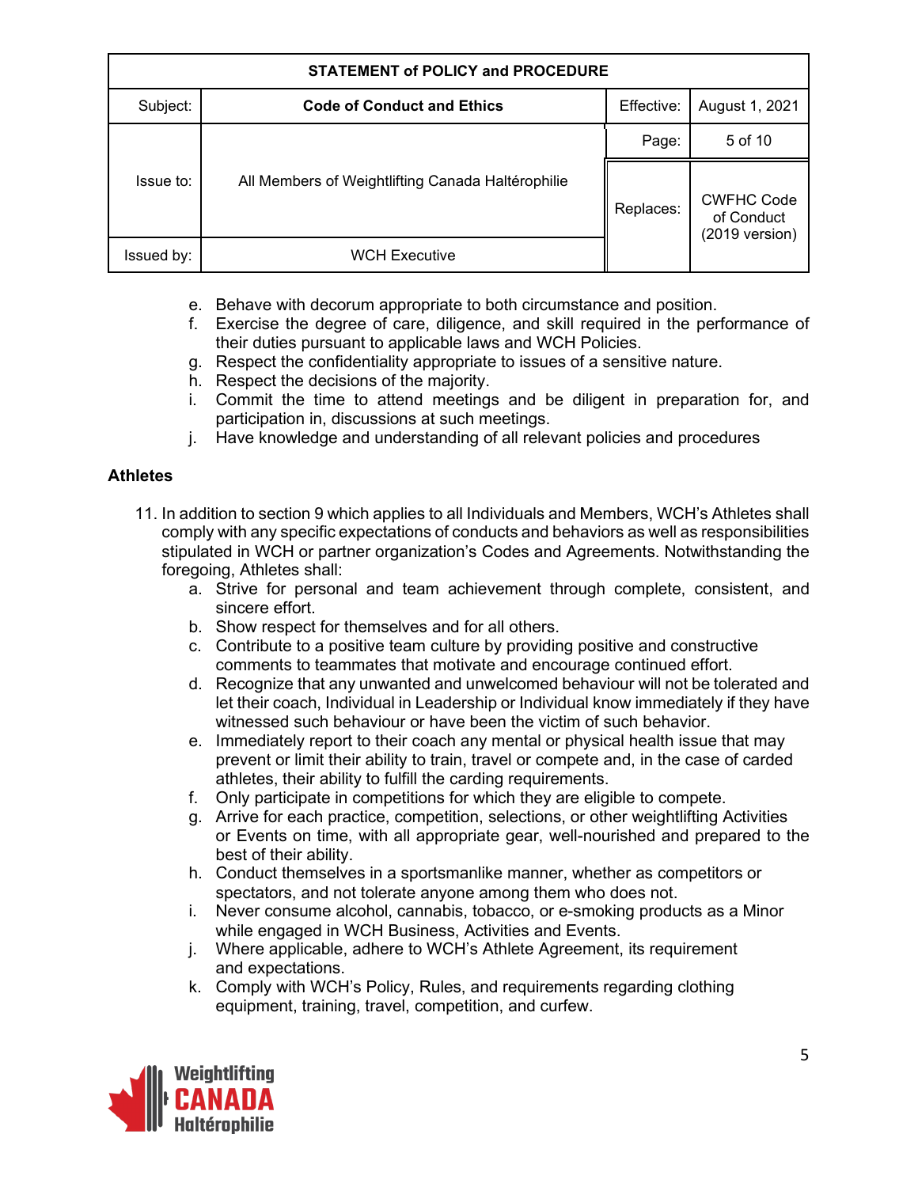e. Behave with decorum appropriate to both circumstance and position.
f. Exercise the degree of care, diligence, and skill required in the performance of their duties pursuant to applicable laws and WCH Policies.
g. Respect the confidentiality appropriate to issues of a sensitive nature.
h. Respect the decisions of the majority.
i. Commit the time to attend meetings and be diligent in preparation for, and participation in, discussions at such meetings.
j. Have knowledge and understanding of all relevant policies and procedures

**Athletes**

11. In addition to section 9 which applies to all Individuals and Members, WCH's Athletes shall comply with any specific expectations of conducts and behaviors as well as responsibilities stipulated in WCH or partner organization's Codes and Agreements. Notwithstanding the foregoing, Athletes shall:
    a. Strive for personal and team achievement through complete, consistent, and sincere effort.
    b. Show respect for themselves and for all others.
    c. Contribute to a positive team culture by providing positive and constructive comments to teammates that motivate and encourage continued effort.
    d. Recognize that any unwanted and unwelcomed behaviour will not be tolerated and let their coach, Individual in Leadership or Individual know immediately if they have witnessed such behaviour or have been the victim of such behavior.
    e. Immediately report to their coach any mental or physical health issue that may prevent or limit their ability to train, travel or compete and, in the case of carded athletes, their ability to fulfill the carding requirements.
    f. Only participate in competitions for which they are eligible to compete.
    g. Arrive for each practice, competition, selections, or other weightlifting Activities or Events on time, with all appropriate gear, well-nourished and prepared to the best of their ability.
    h. Conduct themselves in a sportsmanlike manner, whether as competitors or spectators, and not tolerate anyone among them who does not.
    i. Never consume alcohol, cannabis, tobacco, or e-smoking products as a Minor while engaged in WCH Business, Activities and Events.
    j. Where applicable, adhere to WCH's Athlete Agreement, its requirement and expectations.
    k. Comply with WCH's Policy, Rules, and requirements regarding clothing equipment, training, travel, competition, and curfew.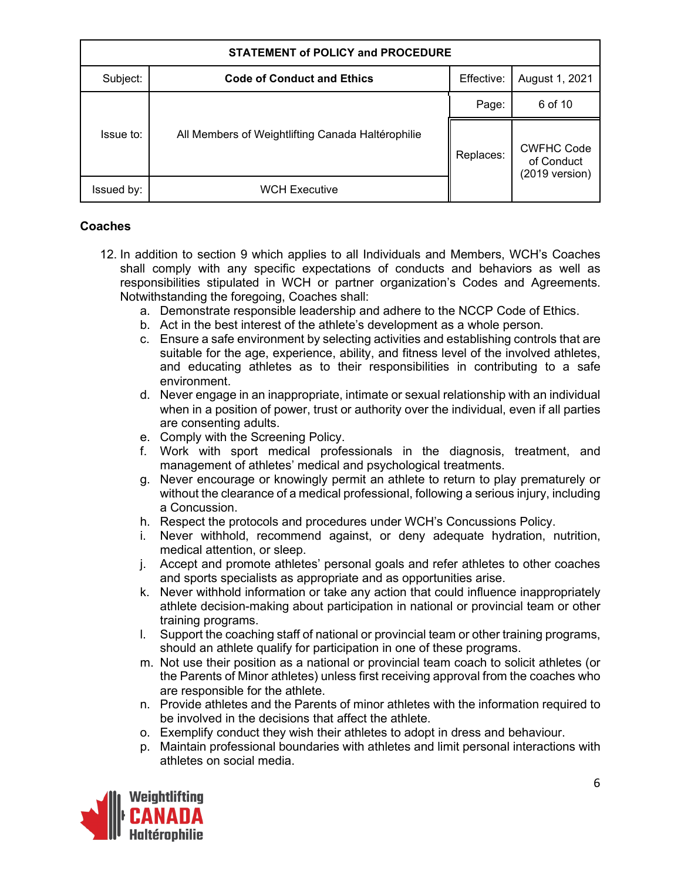**Coaches**

12. In addition to section 9 which applies to all Individuals and Members, WCH's Coaches shall comply with any specific expectations of conducts and behaviors as well as responsibilities stipulated in WCH or partner organization's Codes and Agreements. Notwithstanding the foregoing, Coaches shall:
    a. Demonstrate responsible leadership and adhere to the NCCP Code of Ethics.
    b. Act in the best interest of the athlete's development as a whole person.
    c. Ensure a safe environment by selecting activities and establishing controls that are suitable for the age, experience, ability, and fitness level of the involved athletes, and educating athletes as to their responsibilities in contributing to a safe environment.
    d. Never engage in an inappropriate, intimate or sexual relationship with an individual when in a position of power, trust or authority over the individual, even if all parties are consenting adults.
    e. Comply with the Screening Policy.
    f. Work with sport medical professionals in the diagnosis, treatment, and management of athletes' medical and psychological treatments.
    g. Never encourage or knowingly permit an athlete to return to play prematurely or without the clearance of a medical professional, following a serious injury, including a Concussion.
    h. Respect the protocols and procedures under WCH's Concussions Policy.
    i. Never withhold, recommend against, or deny adequate hydration, nutrition, medical attention, or sleep.
    j. Accept and promote athletes' personal goals and refer athletes to other coaches and sports specialists as appropriate and as opportunities arise.
    k. Never withhold information or take any action that could influence inappropriately athlete decision-making about participation in national or provincial team or other training programs.
    l. Support the coaching staff of national or provincial team or other training programs, should an athlete qualify for participation in one of these programs.
    m. Not use their position as a national or provincial team coach to solicit athletes (or the Parents of Minor athletes) unless first receiving approval from the coaches who are responsible for the athlete.
    n. Provide athletes and the Parents of minor athletes with the information required to be involved in the decisions that affect the athlete.
    o. Exemplify conduct they wish their athletes to adopt in dress and behaviour.
    p. Maintain professional boundaries with athletes and limit personal interactions with athletes on social media.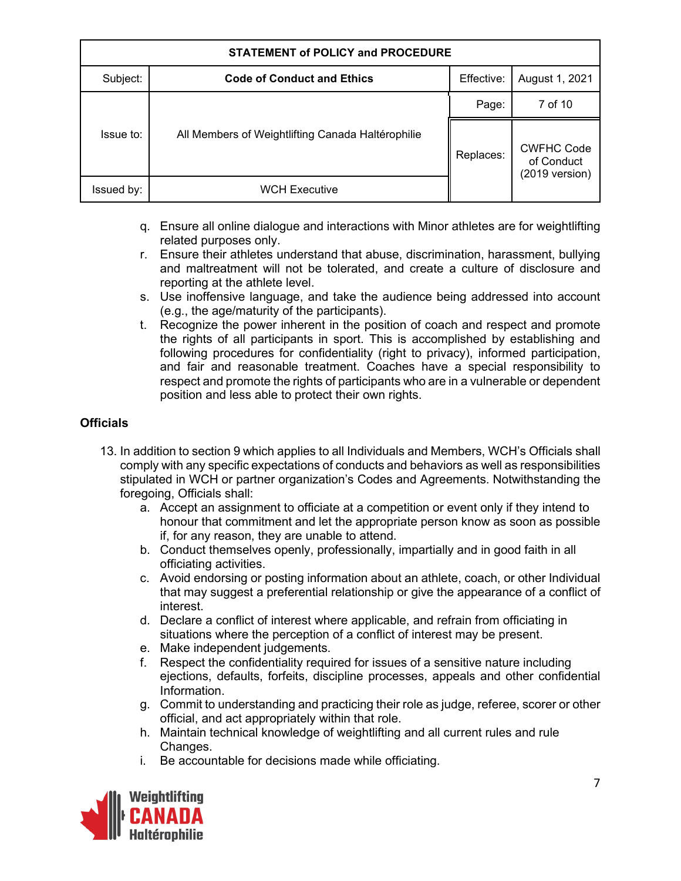q. Ensure all online dialogue and interactions with Minor athletes are for weightlifting related purposes only.

r. Ensure their athletes understand that abuse, discrimination, harassment, bullying and maltreatment will not be tolerated, and create a culture of disclosure and reporting at the athlete level.

s. Use inoffensive language, and take the audience being addressed into account (e.g., the age/maturity of the participants).

t. Recognize the power inherent in the position of coach and respect and promote the rights of all participants in sport. This is accomplished by establishing and following procedures for confidentiality (right to privacy), informed participation, and fair and reasonable treatment. Coaches have a special responsibility to respect and promote the rights of participants who are in a vulnerable or dependent position and less able to protect their own rights.

**Officials**

13. In addition to section 9 which applies to all Individuals and Members, WCH's Officials shall comply with any specific expectations of conducts and behaviors as well as responsibilities stipulated in WCH or partner organization's Codes and Agreements. Notwithstanding the foregoing, Officials shall:

    a. Accept an assignment to officiate at a competition or event only if they intend to honour that commitment and let the appropriate person know as soon as possible if, for any reason, they are unable to attend.
    b. Conduct themselves openly, professionally, impartially and in good faith in all officiating activities.
    c. Avoid endorsing or posting information about an athlete, coach, or other Individual that may suggest a preferential relationship or give the appearance of a conflict of interest.
    d. Declare a conflict of interest where applicable, and refrain from officiating in situations where the perception of a conflict of interest may be present.
    e. Make independent judgements.
    f. Respect the confidentiality required for issues of a sensitive nature including ejections, defaults, forfeits, discipline processes, appeals and other confidential Information.
    g. Commit to understanding and practicing their role as judge, referee, scorer or other official, and act appropriately within that role.
    h. Maintain technical knowledge of weightlifting and all current rules and rule Changes.
    i. Be accountable for decisions made while officiating.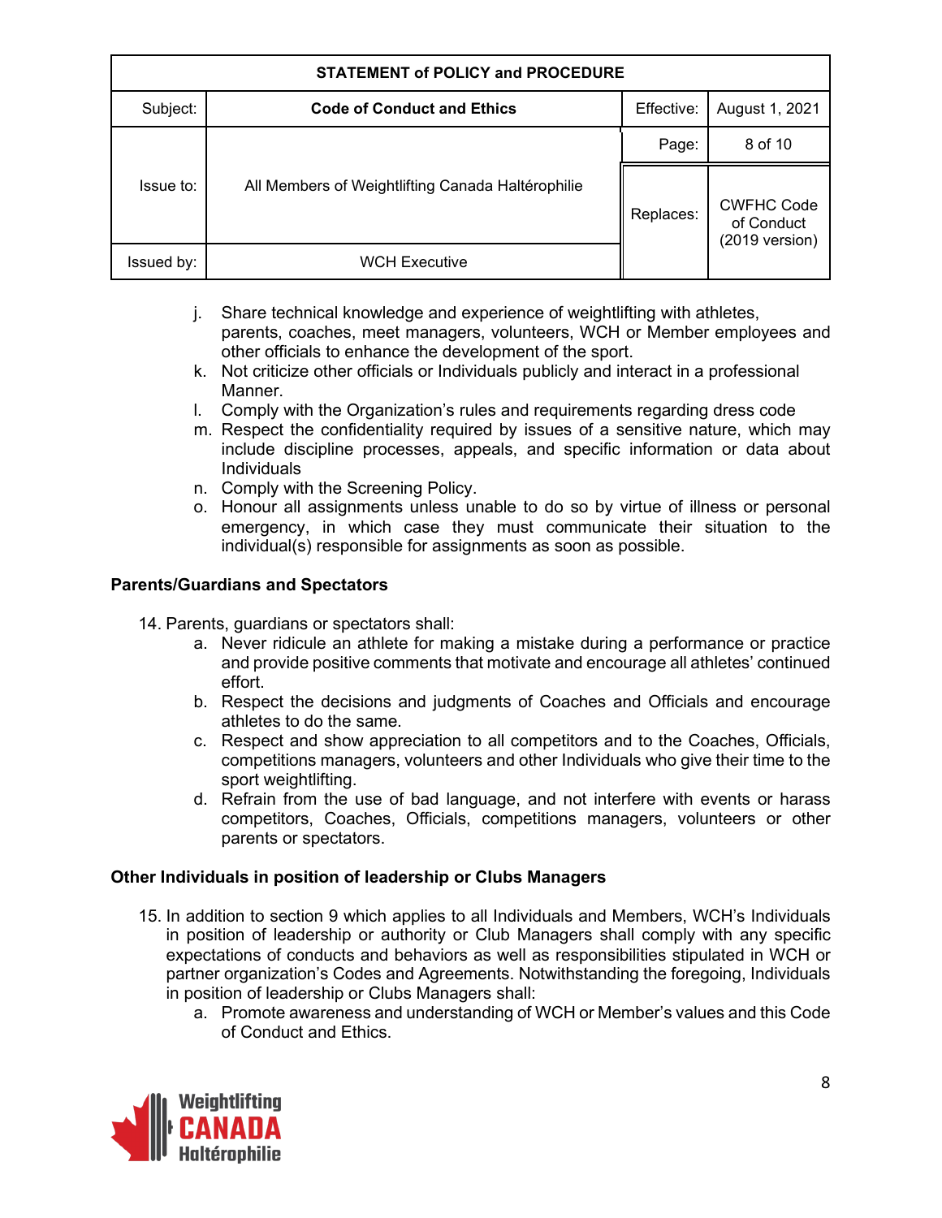| STATEMENT of POLICY and PROCEDURE | | | |
|---|---|---|---|
| Subject: | **Code of Conduct and Ethics** | Effective: | August 1, 2021 |
| Issue to: | All Members of Weightlifting Canada Haltérophilie | Replaces: | CWFHC Code of Conduct (2019 version) |
| Issued by: | WCH Executive | | |

j. Share technical knowledge and experience of weightlifting with athletes, parents, coaches, meet managers, volunteers, WCH or Member employees and other officials to enhance the development of the sport.
k. Not criticize other officials or Individuals publicly and interact in a professional Manner.
l. Comply with the Organization's rules and requirements regarding dress code
m. Respect the confidentiality required by issues of a sensitive nature, which may include discipline processes, appeals, and specific information or data about Individuals
n. Comply with the Screening Policy.
o. Honour all assignments unless unable to do so by virtue of illness or personal emergency, in which case they must communicate their situation to the individual(s) responsible for assignments as soon as possible.

**Parents/Guardians and Spectators**

14. Parents, guardians or spectators shall:
    a. Never ridicule an athlete for making a mistake during a performance or practice and provide positive comments that motivate and encourage all athletes' continued effort.
    b. Respect the decisions and judgments of Coaches and Officials and encourage athletes to do the same.
    c. Respect and show appreciation to all competitors and to the Coaches, Officials, competitions managers, volunteers and other Individuals who give their time to the sport weightlifting.
    d. Refrain from the use of bad language, and not interfere with events or harass competitors, Coaches, Officials, competitions managers, volunteers or other parents or spectators.

**Other Individuals in position of leadership or Clubs Managers**

15. In addition to section 9 which applies to all Individuals and Members, WCH's Individuals in position of leadership or authority or Club Managers shall comply with any specific expectations of conducts and behaviors as well as responsibilities stipulated in WCH or partner organization's Codes and Agreements. Notwithstanding the foregoing, Individuals in position of leadership or Clubs Managers shall:
    a. Promote awareness and understanding of WCH or Member's values and this Code of Conduct and Ethics.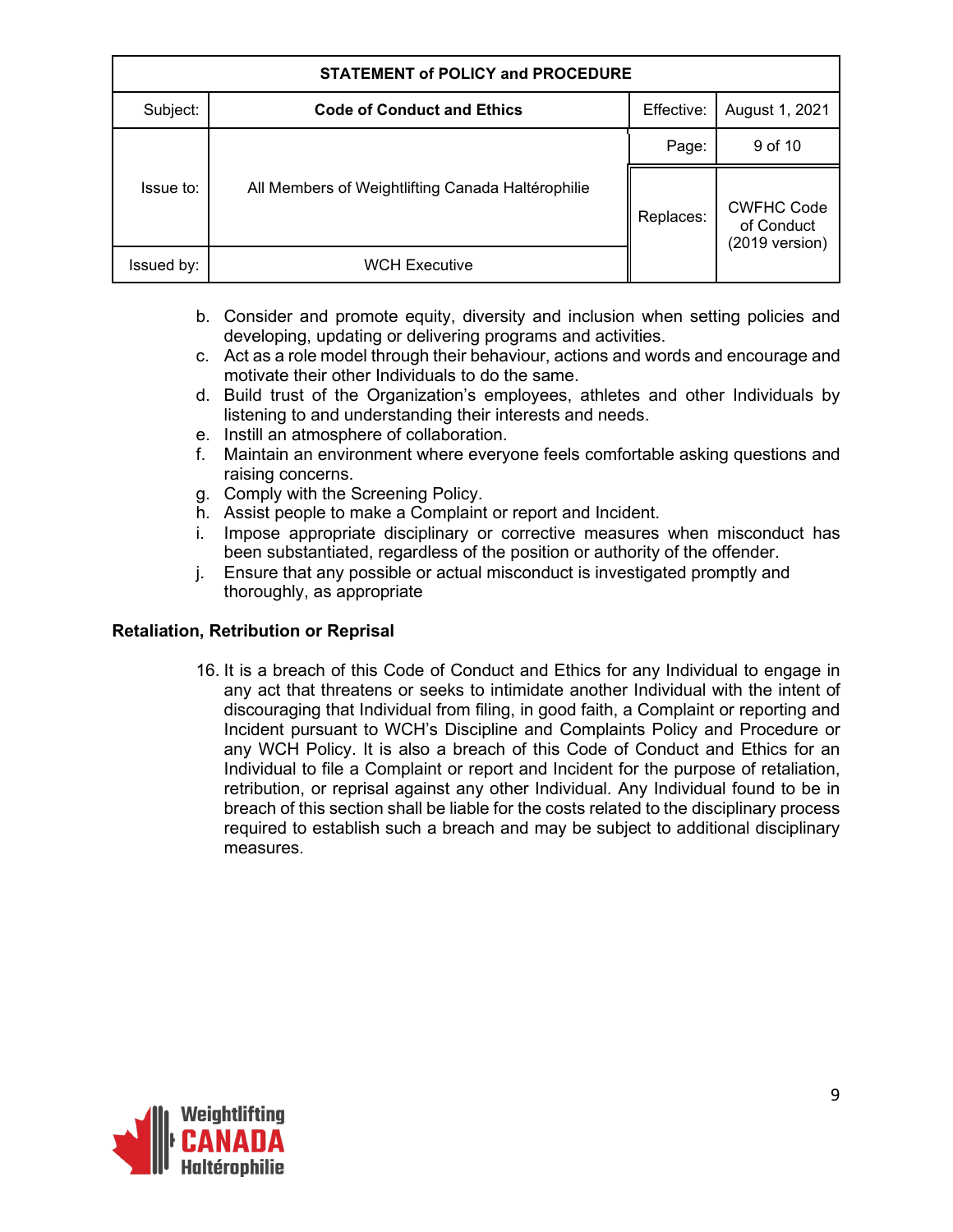b. Consider and promote equity, diversity and inclusion when setting policies and developing, updating or delivering programs and activities.
c. Act as a role model through their behaviour, actions and words and encourage and motivate their other Individuals to do the same.
d. Build trust of the Organization's employees, athletes and other Individuals by listening to and understanding their interests and needs.
e. Instill an atmosphere of collaboration.
f. Maintain an environment where everyone feels comfortable asking questions and raising concerns.
g. Comply with the Screening Policy.
h. Assist people to make a Complaint or report and Incident.
i. Impose appropriate disciplinary or corrective measures when misconduct has been substantiated, regardless of the position or authority of the offender.
j. Ensure that any possible or actual misconduct is investigated promptly and thoroughly, as appropriate

**Retaliation, Retribution or Reprisal**

16. It is a breach of this Code of Conduct and Ethics for any Individual to engage in any act that threatens or seeks to intimidate another Individual with the intent of discouraging that Individual from filing, in good faith, a Complaint or reporting and Incident pursuant to WCH's Discipline and Complaints Policy and Procedure or any WCH Policy. It is also a breach of this Code of Conduct and Ethics for an Individual to file a Complaint or report and Incident for the purpose of retaliation, retribution, or reprisal against any other Individual. Any Individual found to be in breach of this section shall be liable for the costs related to the disciplinary process required to establish such a breach and may be subject to additional disciplinary measures.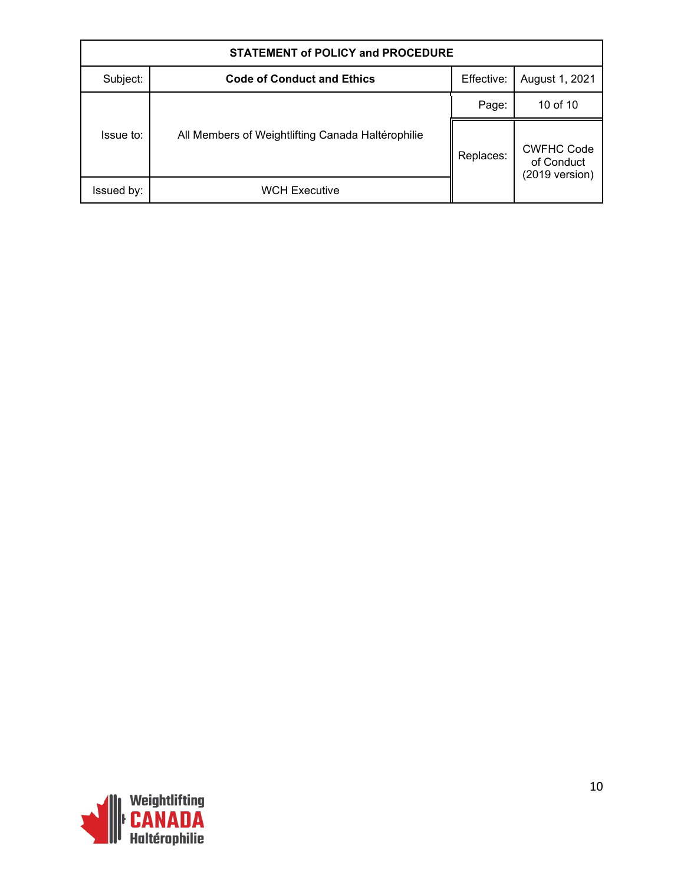| STATEMENT of POLICY and PROCEDURE | | | |
|---|---|---|---|
| Subject: | **Code of Conduct and Ethics** | Effective: | August 1, 2021 |
| Issue to: | All Members of Weightlifting Canada Haltérophilie | Page: | 10 of 10 |
| | | Replaces: | CWFHC Code of Conduct (2019 version) |
| Issued by: | WCH Executive | | |